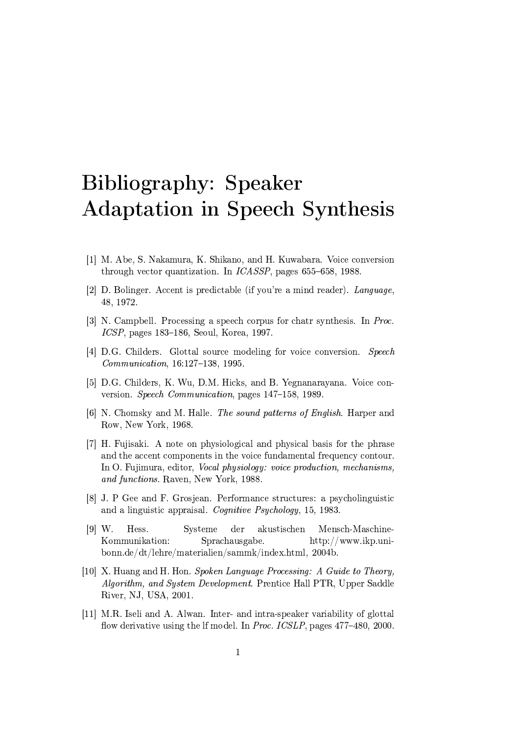# Bibliography: Speaker Adaptation in Speech Synthesis

[1] M. Abe, S. Nakamura, K. Shikano, and H. Kuwabara. Voice conversion through vector quantization. In *ICASSP*, pages 655–658, 1988.

[2] D. Bolinger. Accent is predictable (if you're a mind reader). *Language*, 48, 1972.

[3] N. Campbell. Processing a speech corpus for chatr synthesis. In *Proc. ICSP*, pages 183–186, Seoul, Korea, 1997.

[4] D.G. Childers. Glottal source modeling for voice conversion. *Speech Communication*, 16:127–138, 1995.

[5] D.G. Childers, K. Wu, D.M. Hicks, and B. Yegnanarayana. Voice conversion. *Speech Communication*, pages 147–158, 1989.

[6] N. Chomsky and M. Halle. *The sound patterns of English*. Harper and Row, New York, 1968.

[7] H. Fujisaki. A note on physiological and physical basis for the phrase and the accent components in the voice fundamental frequency contour. In O. Fujimura, editor, *Vocal physiology: voice production, mechanisms, and functions*. Raven, New York, 1988.

[8] J. P Gee and F. Grosjean. Performance structures: a psycholinguistic and a linguistic appraisal. *Cognitive Psychology*, 15, 1983.

[9] W. Hess. Systeme der akustischen Mensch-Maschine-Kommunikation: Sprachausgabe. http://www.ikp.uni-bonn.de/dt/lehre/materialien/sammk/index.html, 2004b.

[10] X. Huang and H. Hon. *Spoken Language Processing: A Guide to Theory, Algorithm, and System Development*. Prentice Hall PTR, Upper Saddle River, NJ, USA, 2001.

[11] M.R. Iseli and A. Alwan. Inter- and intra-speaker variability of glottal flow derivative using the lf model. In *Proc. ICSLP*, pages 477–480, 2000.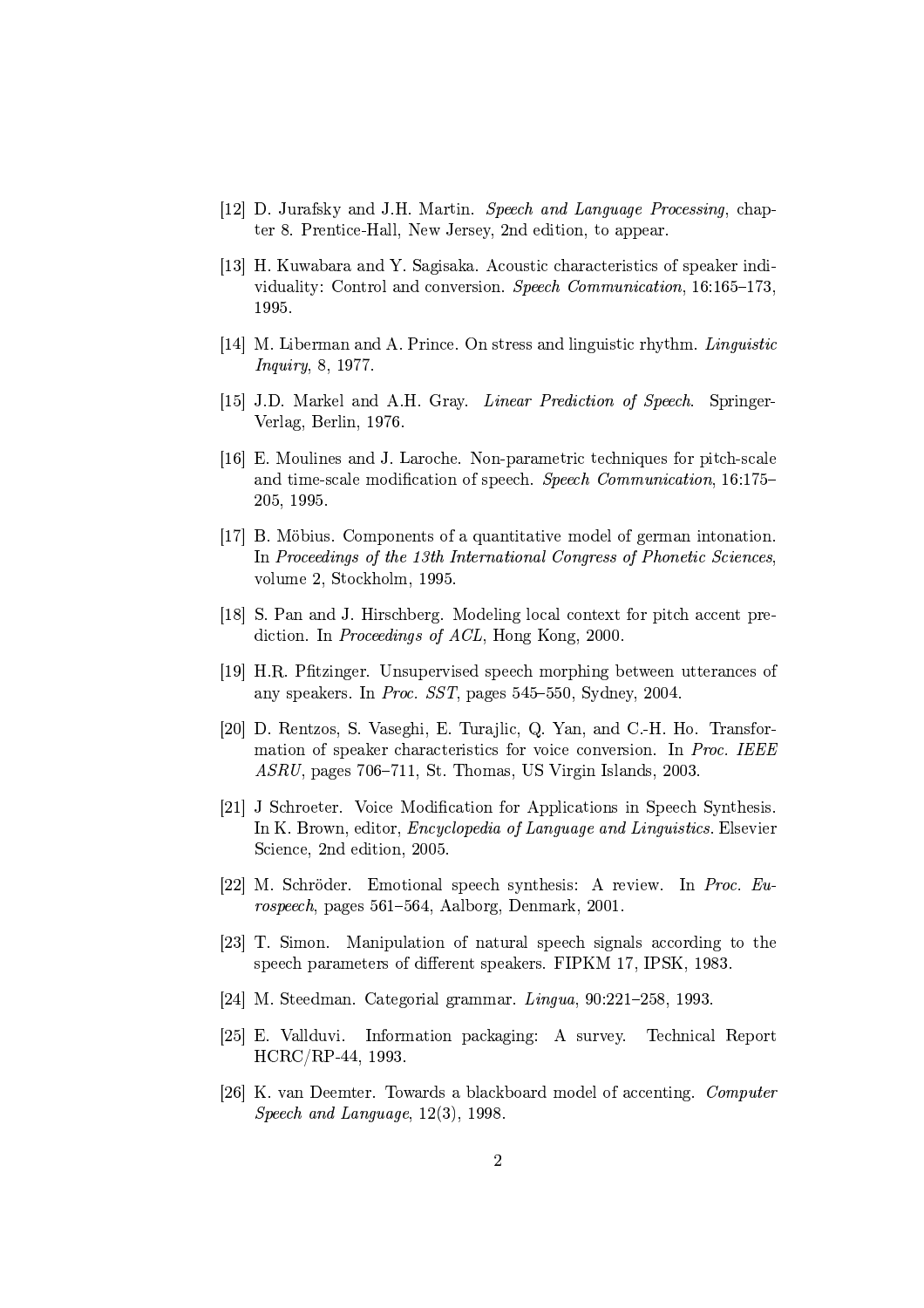[12] D. Jurafsky and J.H. Martin. *Speech and Language Processing*, chapter 8. Prentice-Hall, New Jersey, 2nd edition, to appear.

[13] H. Kuwabara and Y. Sagisaka. Acoustic characteristics of speaker individuality: Control and conversion. *Speech Communication*, 16:165–173, 1995.

[14] M. Liberman and A. Prince. On stress and linguistic rhythm. *Linguistic Inquiry*, 8, 1977.

[15] J.D. Markel and A.H. Gray. *Linear Prediction of Speech*. Springer-Verlag, Berlin, 1976.

[16] E. Moulines and J. Laroche. Non-parametric techniques for pitch-scale and time-scale modification of speech. *Speech Communication*, 16:175–205, 1995.

[17] B. Möbius. Components of a quantitative model of german intonation. In *Proceedings of the 13th International Congress of Phonetic Sciences*, volume 2, Stockholm, 1995.

[18] S. Pan and J. Hirschberg. Modeling local context for pitch accent prediction. In *Proceedings of ACL*, Hong Kong, 2000.

[19] H.R. Pfitzinger. Unsupervised speech morphing between utterances of any speakers. In *Proc. SST*, pages 545–550, Sydney, 2004.

[20] D. Rentzos, S. Vaseghi, E. Turajlic, Q. Yan, and C.-H. Ho. Transformation of speaker characteristics for voice conversion. In *Proc. IEEE ASRU*, pages 706–711, St. Thomas, US Virgin Islands, 2003.

[21] J Schroeter. Voice Modification for Applications in Speech Synthesis. In K. Brown, editor, *Encyclopedia of Language and Linguistics*. Elsevier Science, 2nd edition, 2005.

[22] M. Schröder. Emotional speech synthesis: A review. In *Proc. Eurospeech*, pages 561–564, Aalborg, Denmark, 2001.

[23] T. Simon. Manipulation of natural speech signals according to the speech parameters of different speakers. FIPKM 17, IPSK, 1983.

[24] M. Steedman. Categorial grammar. *Lingua*, 90:221–258, 1993.

[25] E. Vallduvi. Information packaging: A survey. Technical Report HCRC/RP-44, 1993.

[26] K. van Deemter. Towards a blackboard model of accenting. *Computer Speech and Language*, 12(3), 1998.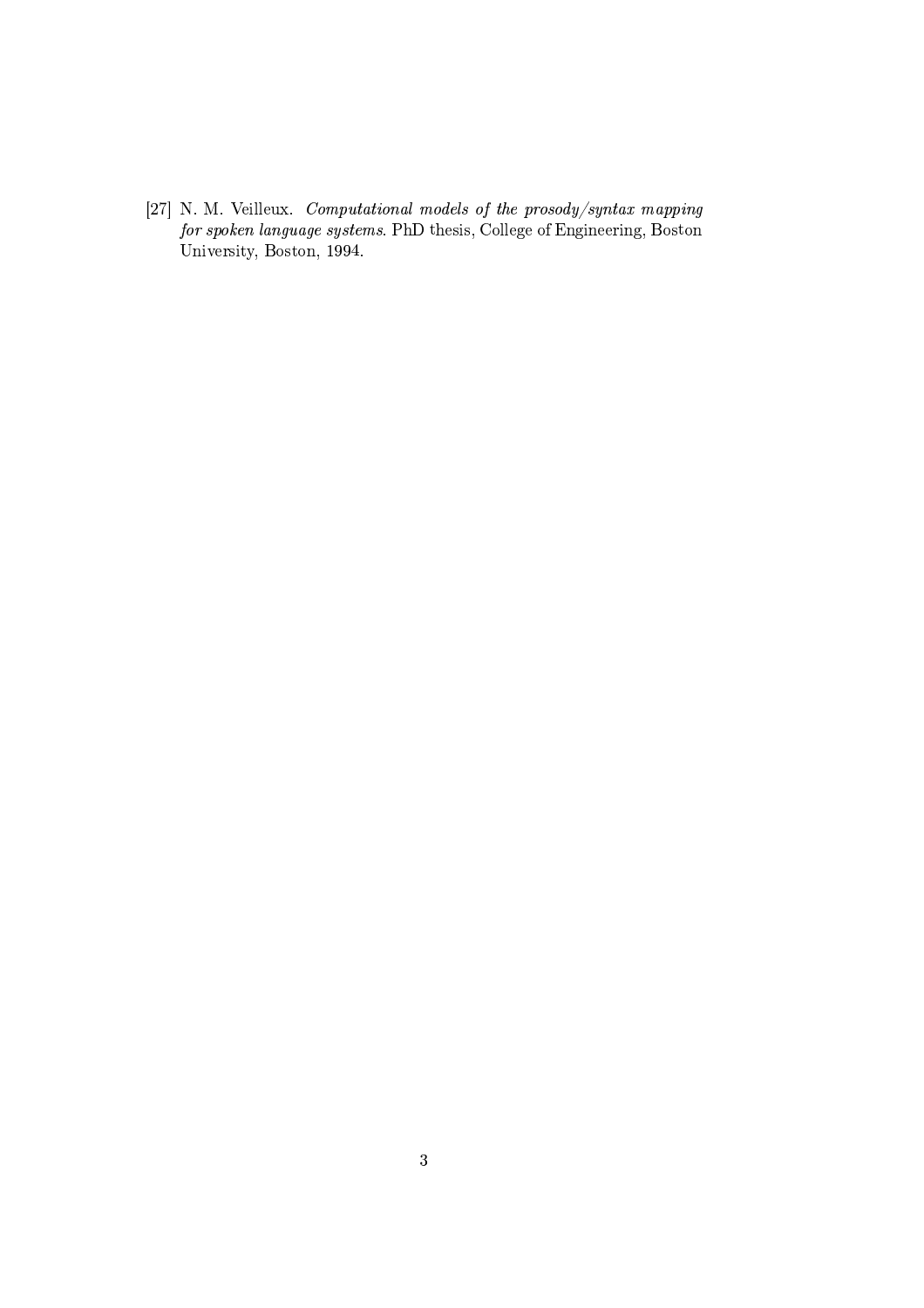[27] N. M. Veilleux. *Computational models of the prosody/syntax mapping for spoken language systems*. PhD thesis, College of Engineering, Boston University, Boston, 1994.